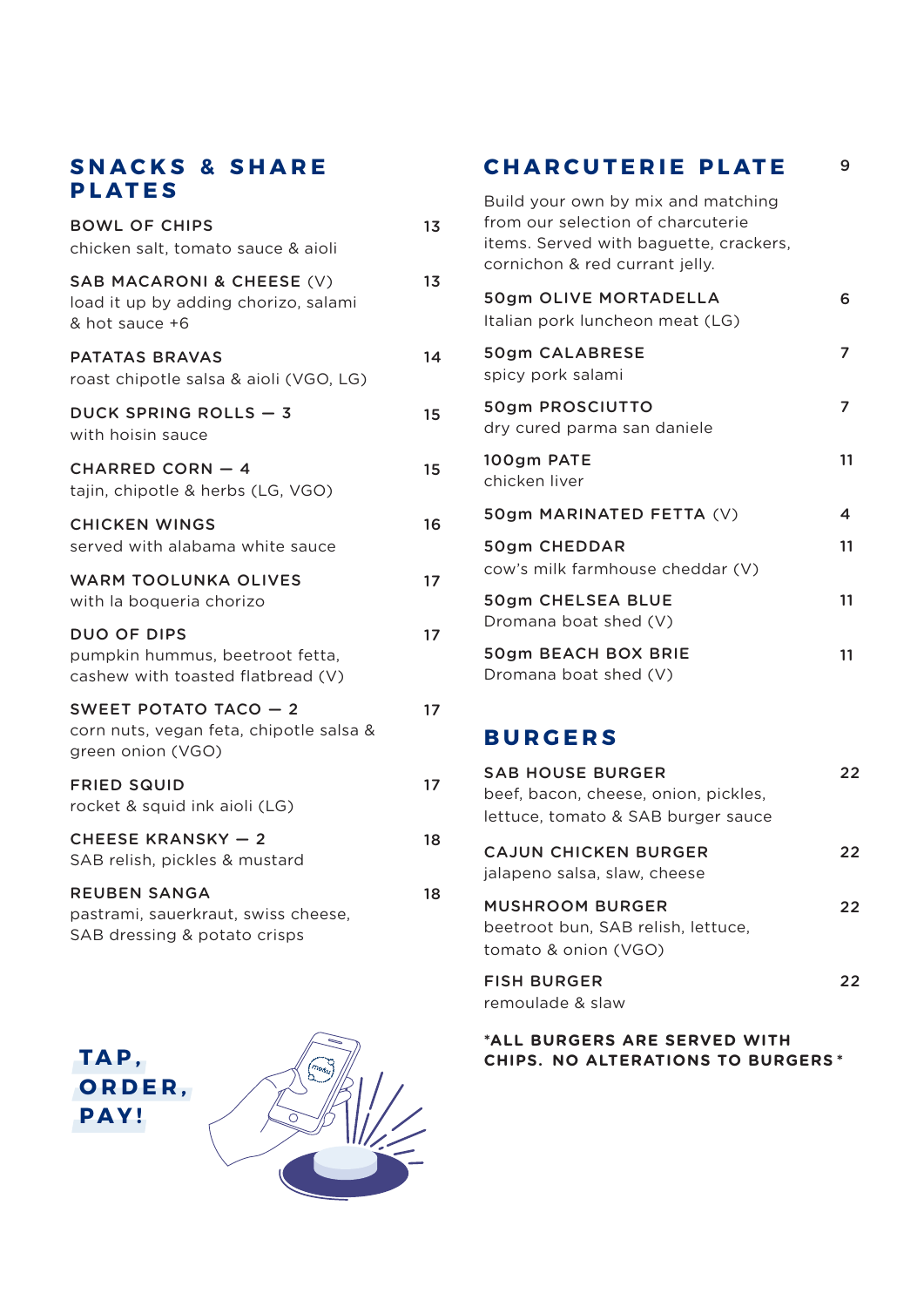## SNACKS & SHARE PLATES

**BOWL OF CHIPS** — 13
chicken salt, tomato sauce & aioli

**SAB MACARONI & CHEESE** (V) — 13
load it up by adding chorizo, salami & hot sauce +6

**PATATAS BRAVAS** — 14
roast chipotle salsa & aioli (VGO, LG)

**DUCK SPRING ROLLS — 3** — 15
with hoisin sauce

**CHARRED CORN — 4** — 15
tajin, chipotle & herbs (LG, VGO)

**CHICKEN WINGS** — 16
served with alabama white sauce

**WARM TOOLUNKA OLIVES** — 17
with la boqueria chorizo

**DUO OF DIPS** — 17
pumpkin hummus, beetroot fetta, cashew with toasted flatbread (V)

**SWEET POTATO TACO — 2** — 17
corn nuts, vegan feta, chipotle salsa & green onion (VGO)

**FRIED SQUID** — 17
rocket & squid ink aioli (LG)

**CHEESE KRANSKY — 2** — 18
SAB relish, pickles & mustard

**REUBEN SANGA** — 18
pastrami, sauerkraut, swiss cheese, SAB dressing & potato crisps

**TAP, ORDER, PAY!**

## CHARCUTERIE PLATE — 9

Build your own by mix and matching from our selection of charcuterie items. Served with baguette, crackers, cornichon & red currant jelly.

**50gm OLIVE MORTADELLA** — 6
Italian pork luncheon meat (LG)

**50gm CALABRESE** — 7
spicy pork salami

**50gm PROSCIUTTO** — 7
dry cured parma san daniele

**100gm PATE** — 11
chicken liver

**50gm MARINATED FETTA** (V) — 4

**50gm CHEDDAR** — 11
cow's milk farmhouse cheddar (V)

**50gm CHELSEA BLUE** — 11
Dromana boat shed (V)

**50gm BEACH BOX BRIE** — 11
Dromana boat shed (V)

## BURGERS

**SAB HOUSE BURGER** — 22
beef, bacon, cheese, onion, pickles, lettuce, tomato & SAB burger sauce

**CAJUN CHICKEN BURGER** — 22
jalapeno salsa, slaw, cheese

**MUSHROOM BURGER** — 22
beetroot bun, SAB relish, lettuce, tomato & onion (VGO)

**FISH BURGER** — 22
remoulade & slaw

***ALL BURGERS ARE SERVED WITH CHIPS. NO ALTERATIONS TO BURGERS***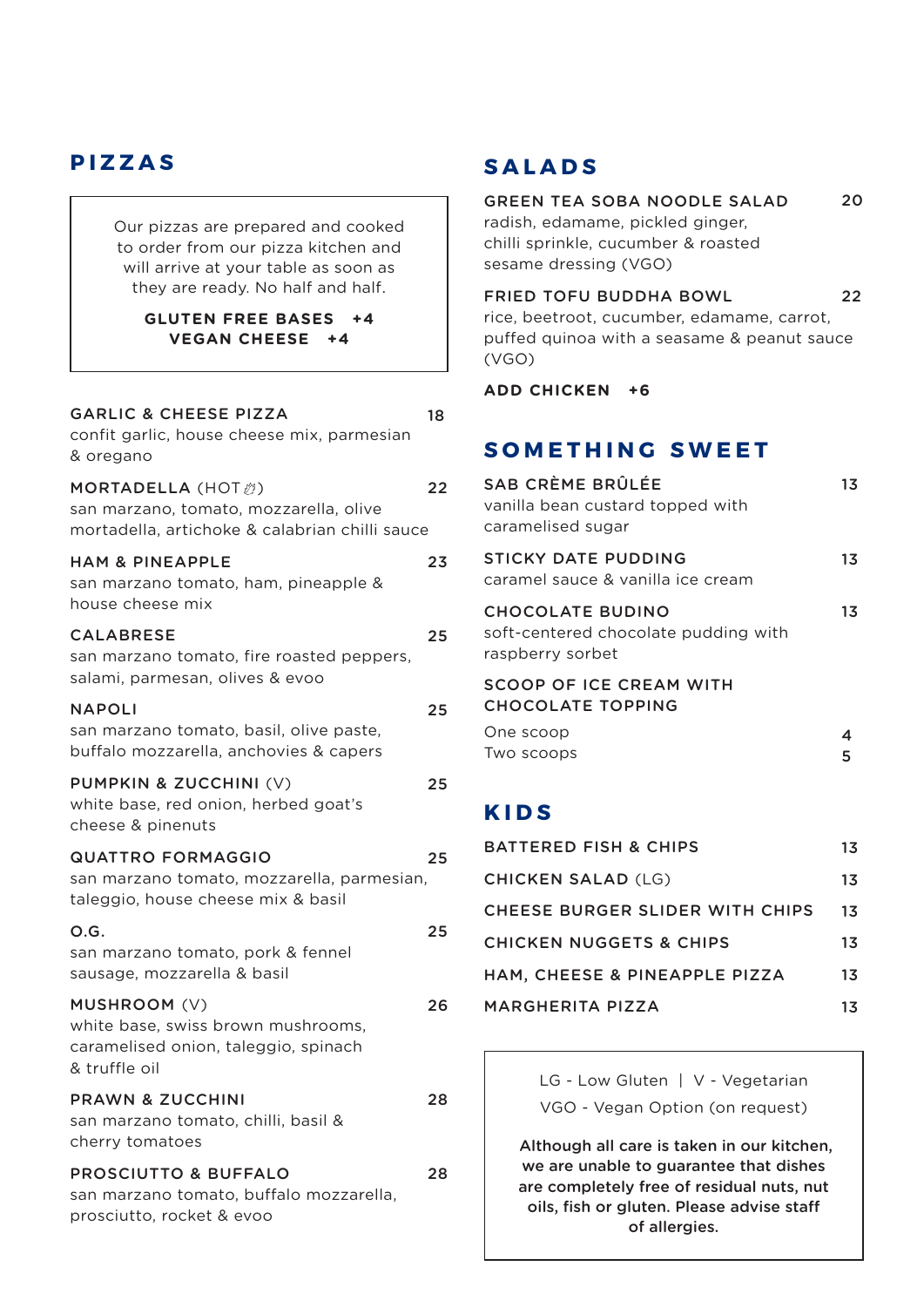## PIZZAS

> Our pizzas are prepared and cooked to order from our pizza kitchen and will arrive at your table as soon as they are ready. No half and half.
>
> **GLUTEN FREE BASES +4**
> **VEGAN CHEESE +4**

**GARLIC & CHEESE PIZZA** — 18
confit garlic, house cheese mix, parmesian & oregano

**MORTADELLA** (HOT 🌶) — 22
san marzano, tomato, mozzarella, olive mortadella, artichoke & calabrian chilli sauce

**HAM & PINEAPPLE** — 23
san marzano tomato, ham, pineapple & house cheese mix

**CALABRESE** — 25
san marzano tomato, fire roasted peppers, salami, parmesan, olives & evoo

**NAPOLI** — 25
san marzano tomato, basil, olive paste, buffalo mozzarella, anchovies & capers

**PUMPKIN & ZUCCHINI** (V) — 25
white base, red onion, herbed goat's cheese & pinenuts

**QUATTRO FORMAGGIO** — 25
san marzano tomato, mozzarella, parmesian, taleggio, house cheese mix & basil

**O.G.** — 25
san marzano tomato, pork & fennel sausage, mozzarella & basil

**MUSHROOM** (V) — 26
white base, swiss brown mushrooms, caramelised onion, taleggio, spinach & truffle oil

**PRAWN & ZUCCHINI** — 28
san marzano tomato, chilli, basil & cherry tomatoes

**PROSCIUTTO & BUFFALO** — 28
san marzano tomato, buffalo mozzarella, prosciutto, rocket & evoo

## SALADS

**GREEN TEA SOBA NOODLE SALAD** — 20
radish, edamame, pickled ginger, chilli sprinkle, cucumber & roasted sesame dressing (VGO)

**FRIED TOFU BUDDHA BOWL** — 22
rice, beetroot, cucumber, edamame, carrot, puffed quinoa with a seasame & peanut sauce (VGO)

**ADD CHICKEN +6**

## SOMETHING SWEET

**SAB CRÈME BRÛLÉE** — 13
vanilla bean custard topped with caramelised sugar

**STICKY DATE PUDDING** — 13
caramel sauce & vanilla ice cream

**CHOCOLATE BUDINO** — 13
soft-centered chocolate pudding with raspberry sorbet

**SCOOP OF ICE CREAM WITH CHOCOLATE TOPPING**
One scoop — 4
Two scoops — 5

## KIDS

| Item | Price |
|---|---|
| BATTERED FISH & CHIPS | 13 |
| CHICKEN SALAD (LG) | 13 |
| CHEESE BURGER SLIDER WITH CHIPS | 13 |
| CHICKEN NUGGETS & CHIPS | 13 |
| HAM, CHEESE & PINEAPPLE PIZZA | 13 |
| MARGHERITA PIZZA | 13 |

> LG - Low Gluten | V - Vegetarian
> VGO - Vegan Option (on request)
>
> **Although all care is taken in our kitchen, we are unable to guarantee that dishes are completely free of residual nuts, nut oils, fish or gluten. Please advise staff of allergies.**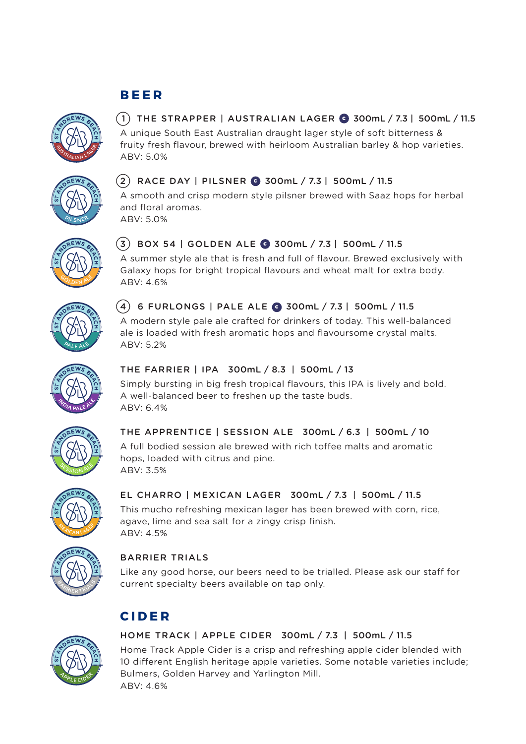## BEER

**① THE STRAPPER | AUSTRALIAN LAGER** Ⓒ 300mL / 7.3 | 500mL / 11.5

A unique South East Australian draught lager style of soft bitterness & fruity fresh flavour, brewed with heirloom Australian barley & hop varieties.
ABV: 5.0%

**② RACE DAY | PILSNER** Ⓒ 300mL / 7.3 | 500mL / 11.5

A smooth and crisp modern style pilsner brewed with Saaz hops for herbal and floral aromas.
ABV: 5.0%

**③ BOX 54 | GOLDEN ALE** Ⓒ 300mL / 7.3 | 500mL / 11.5

A summer style ale that is fresh and full of flavour. Brewed exclusively with Galaxy hops for bright tropical flavours and wheat malt for extra body.
ABV: 4.6%

**④ 6 FURLONGS | PALE ALE** Ⓒ 300mL / 7.3 | 500mL / 11.5

A modern style pale ale crafted for drinkers of today. This well-balanced ale is loaded with fresh aromatic hops and flavoursome crystal malts.
ABV: 5.2%

**THE FARRIER | IPA** 300mL / 8.3 | 500mL / 13

Simply bursting in big fresh tropical flavours, this IPA is lively and bold. A well-balanced beer to freshen up the taste buds.
ABV: 6.4%

**THE APPRENTICE | SESSION ALE** 300mL / 6.3 | 500mL / 10

A full bodied session ale brewed with rich toffee malts and aromatic hops, loaded with citrus and pine.
ABV: 3.5%

**EL CHARRO | MEXICAN LAGER** 300mL / 7.3 | 500mL / 11.5

This mucho refreshing mexican lager has been brewed with corn, rice, agave, lime and sea salt for a zingy crisp finish.
ABV: 4.5%

**BARRIER TRIALS**

Like any good horse, our beers need to be trialled. Please ask our staff for current specialty beers available on tap only.

## CIDER

**HOME TRACK | APPLE CIDER** 300mL / 7.3 | 500mL / 11.5

Home Track Apple Cider is a crisp and refreshing apple cider blended with 10 different English heritage apple varieties. Some notable varieties include; Bulmers, Golden Harvey and Yarlington Mill.
ABV: 4.6%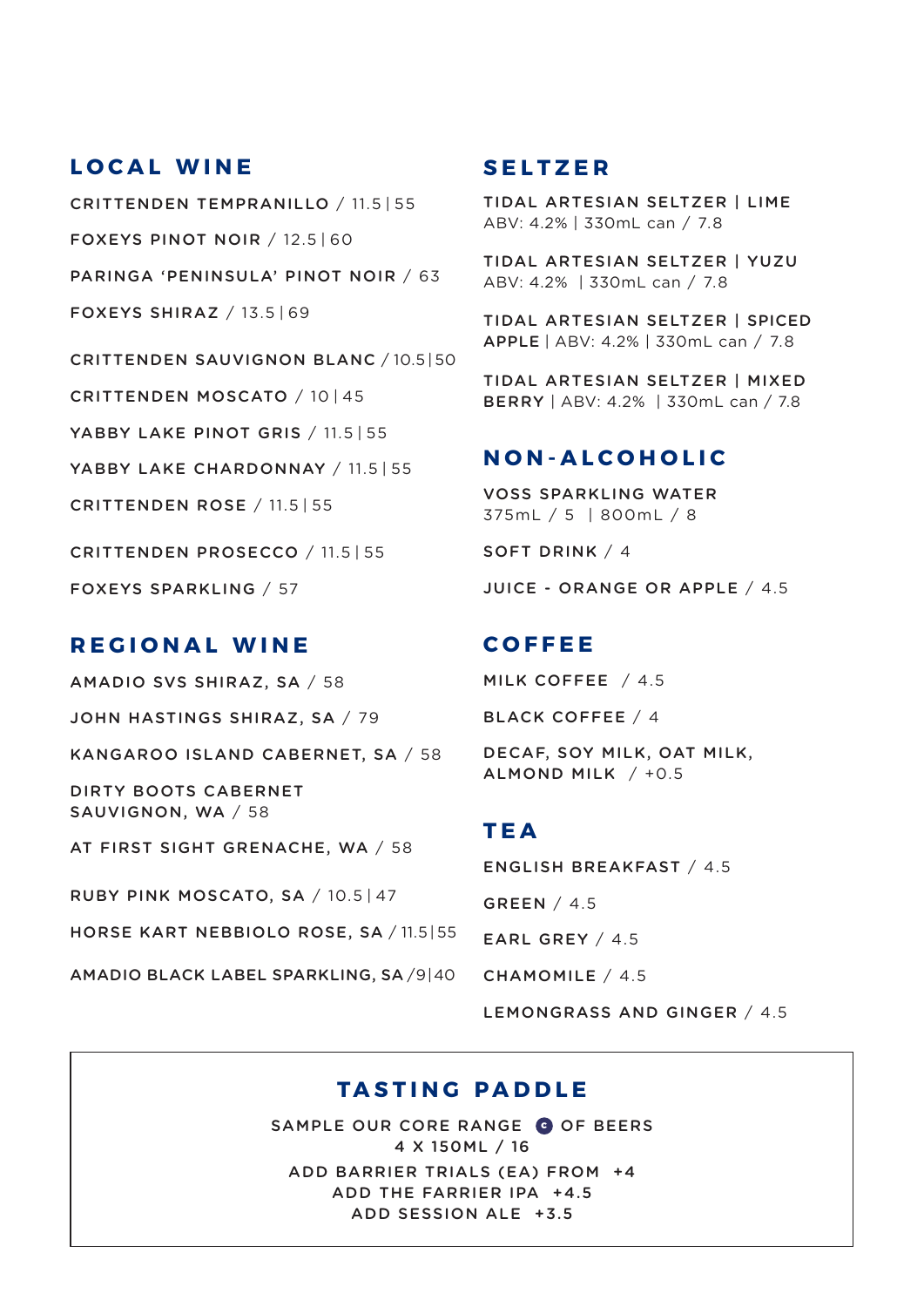## LOCAL WINE

CRITTENDEN TEMPRANILLO / 11.5 | 55

FOXEYS PINOT NOIR / 12.5 | 60

PARINGA 'PENINSULA' PINOT NOIR / 63

FOXEYS SHIRAZ / 13.5 | 69

CRITTENDEN SAUVIGNON BLANC / 10.5 | 50

CRITTENDEN MOSCATO / 10 | 45

YABBY LAKE PINOT GRIS / 11.5 | 55

YABBY LAKE CHARDONNAY / 11.5 | 55

CRITTENDEN ROSE / 11.5 | 55

CRITTENDEN PROSECCO / 11.5 | 55

FOXEYS SPARKLING / 57

## REGIONAL WINE

AMADIO SVS SHIRAZ, SA / 58

JOHN HASTINGS SHIRAZ, SA / 79

KANGAROO ISLAND CABERNET, SA / 58

DIRTY BOOTS CABERNET SAUVIGNON, WA / 58

AT FIRST SIGHT GRENACHE, WA / 58

RUBY PINK MOSCATO, SA / 10.5 | 47

HORSE KART NEBBIOLO ROSE, SA / 11.5|55

AMADIO BLACK LABEL SPARKLING, SA /9|40

## SELTZER

TIDAL ARTESIAN SELTZER | LIME
ABV: 4.2% | 330mL can / 7.8

TIDAL ARTESIAN SELTZER | YUZU
ABV: 4.2% | 330mL can / 7.8

TIDAL ARTESIAN SELTZER | SPICED APPLE | ABV: 4.2% | 330mL can / 7.8

TIDAL ARTESIAN SELTZER | MIXED BERRY | ABV: 4.2% | 330mL can / 7.8

## NON-ALCOHOLIC

VOSS SPARKLING WATER
375mL / 5 | 800mL / 8

SOFT DRINK / 4

JUICE - ORANGE OR APPLE / 4.5

## COFFEE

MILK COFFEE / 4.5

BLACK COFFEE / 4

DECAF, SOY MILK, OAT MILK, ALMOND MILK / +0.5

## TEA

ENGLISH BREAKFAST / 4.5

GREEN / 4.5

EARL GREY / 4.5

CHAMOMILE / 4.5

LEMONGRASS AND GINGER / 4.5

## TASTING PADDLE

SAMPLE OUR CORE RANGE (C) OF BEERS
4 X 150ML / 16

ADD BARRIER TRIALS (EA) FROM +4
ADD THE FARRIER IPA +4.5
ADD SESSION ALE +3.5